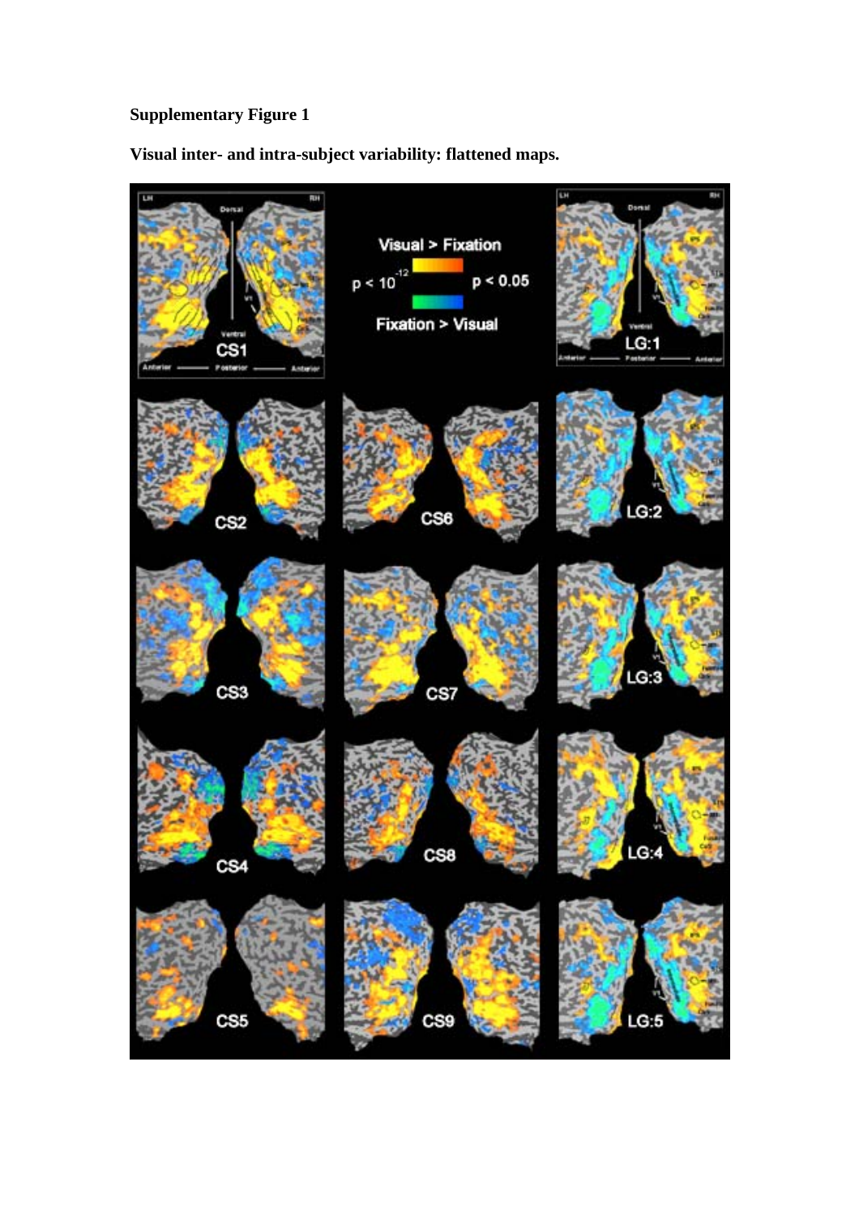**Supplementary Figure 1**

**Visual inter- and intra-subject variability: flattened maps.**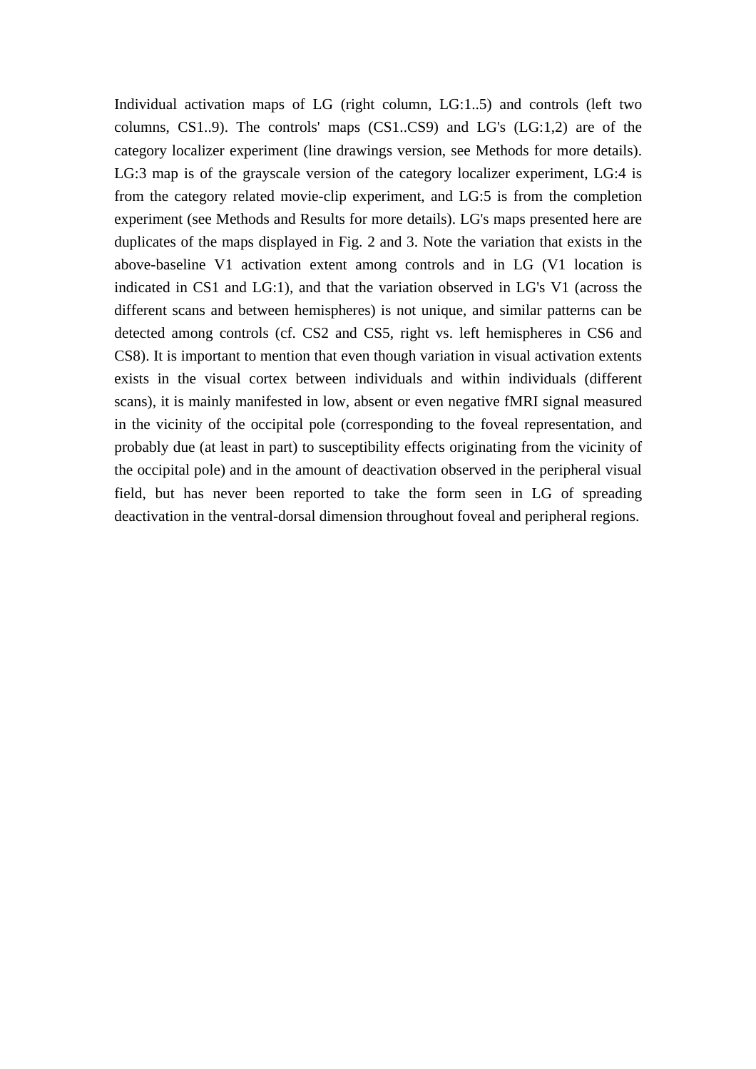Individual activation maps of LG (right column, LG:1..5) and controls (left two columns, CS1..9). The controls' maps (CS1..CS9) and LG's (LG:1,2) are of the category localizer experiment (line drawings version, see Methods for more details). LG:3 map is of the grayscale version of the category localizer experiment, LG:4 is from the category related movie-clip experiment, and LG:5 is from the completion experiment (see Methods and Results for more details). LG's maps presented here are duplicates of the maps displayed in Fig. 2 and 3. Note the variation that exists in the above-baseline V1 activation extent among controls and in LG (V1 location is indicated in CS1 and LG:1), and that the variation observed in LG's V1 (across the different scans and between hemispheres) is not unique, and similar patterns can be detected among controls (cf. CS2 and CS5, right vs. left hemispheres in CS6 and CS8). It is important to mention that even though variation in visual activation extents exists in the visual cortex between individuals and within individuals (different scans), it is mainly manifested in low, absent or even negative fMRI signal measured in the vicinity of the occipital pole (corresponding to the foveal representation, and probably due (at least in part) to susceptibility effects originating from the vicinity of the occipital pole) and in the amount of deactivation observed in the peripheral visual field, but has never been reported to take the form seen in LG of spreading deactivation in the ventral-dorsal dimension throughout foveal and peripheral regions.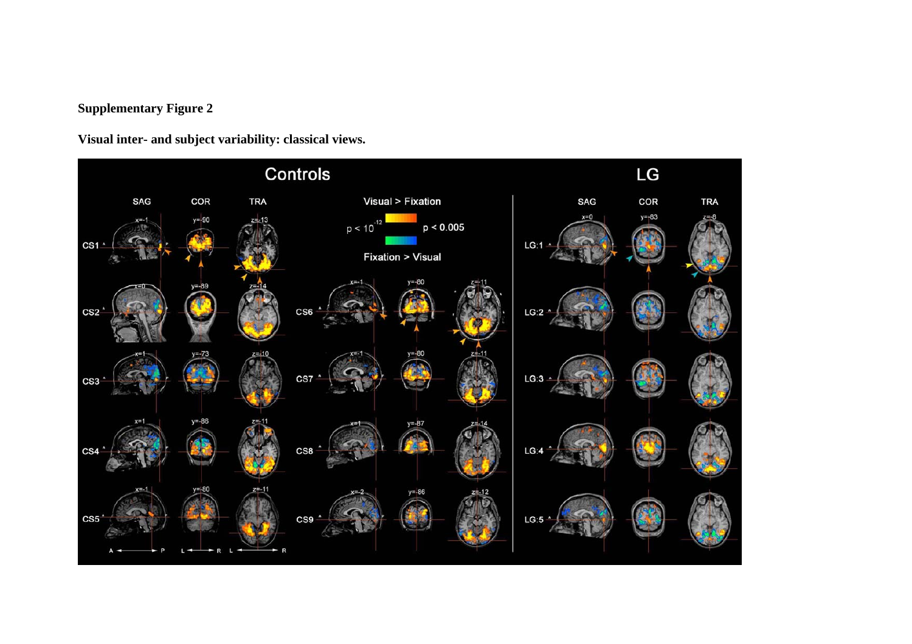**Supplementary Figure 2**

**Visual inter- and subject variability: classical views.**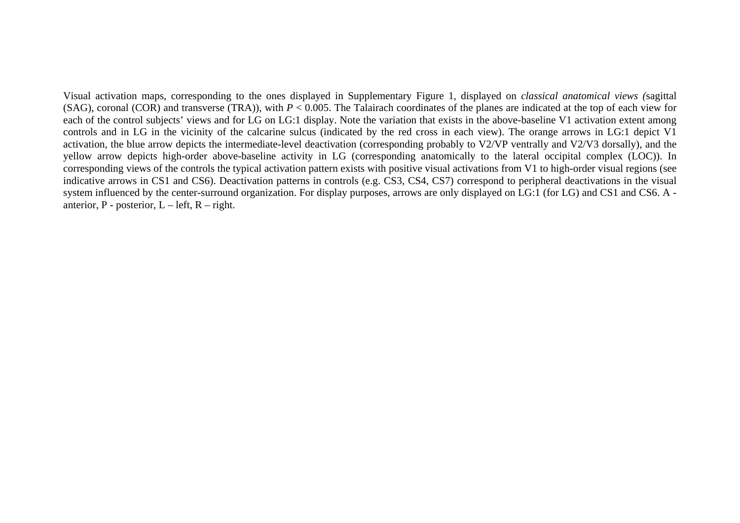Visual activation maps, corresponding to the ones displayed in Supplementary Figure 1, displayed on *classical anatomical views (*sagittal (SAG), coronal (COR) and transverse (TRA)), with $P < 0.005$. The Talairach coordinates of the planes are indicated at the top of each view for each of the control subjects' views and for LG on LG:1 display. Note the variation that exists in the above-baseline V1 activation extent among controls and in LG in the vicinity of the calcarine sulcus (indicated by the red cross in each view). The orange arrows in LG:1 depict V1 activation, the blue arrow depicts the intermediate-level deactivation (corresponding probably to V2/VP ventrally and V2/V3 dorsally), and the yellow arrow depicts high-order above-baseline activity in LG (corresponding anatomically to the lateral occipital complex (LOC)). In corresponding views of the controls the typical activation pattern exists with positive visual activations from V1 to high-order visual regions (see indicative arrows in CS1 and CS6). Deactivation patterns in controls (e.g. CS3, CS4, CS7) correspond to peripheral deactivations in the visual system influenced by the center-surround organization. For display purposes, arrows are only displayed on LG:1 (for LG) and CS1 and CS6. A - anterior, P - posterior, L – left, R – right.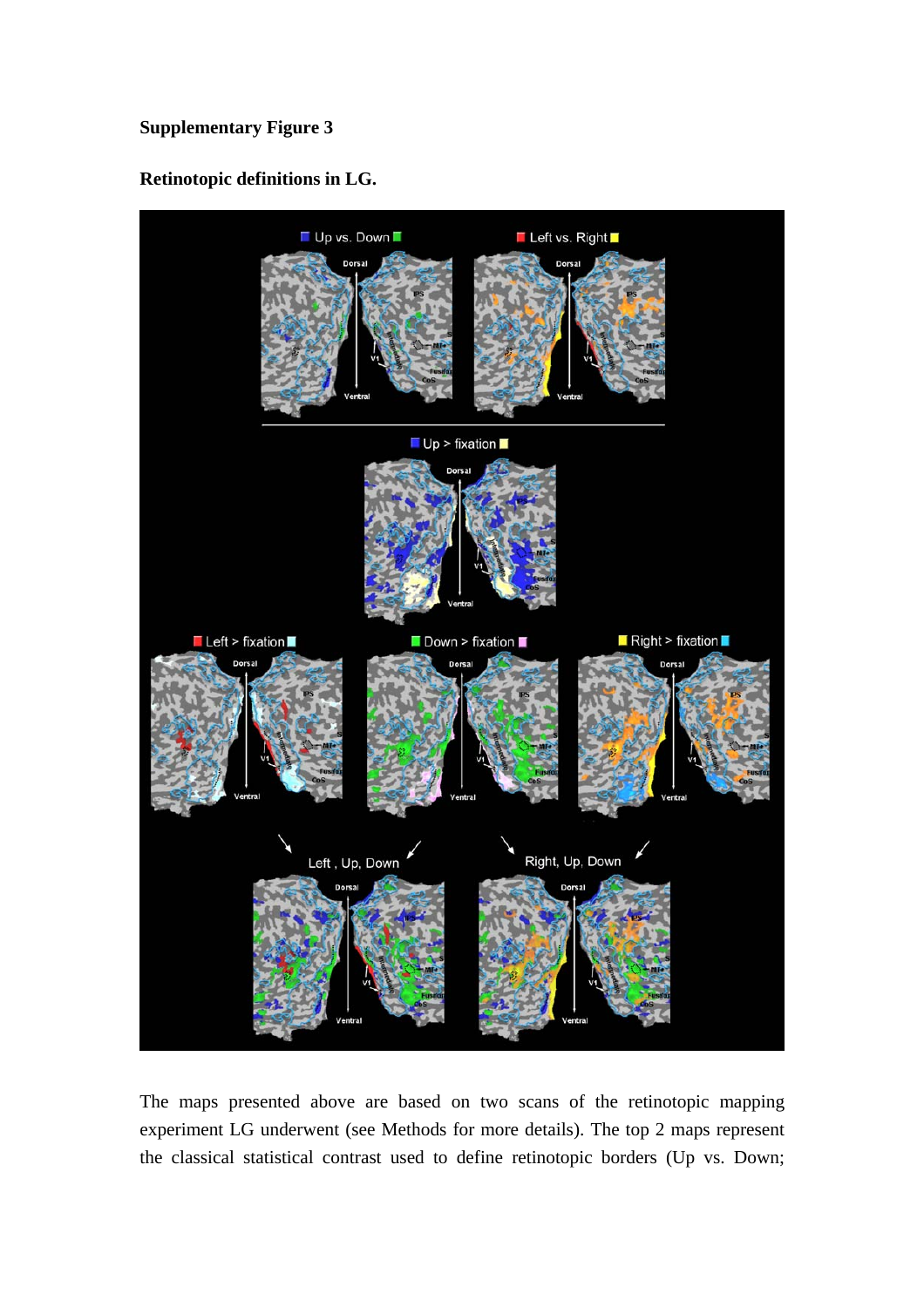**Supplementary Figure 3**

**Retinotopic definitions in LG.**

The maps presented above are based on two scans of the retinotopic mapping experiment LG underwent (see Methods for more details). The top 2 maps represent the classical statistical contrast used to define retinotopic borders (Up vs. Down;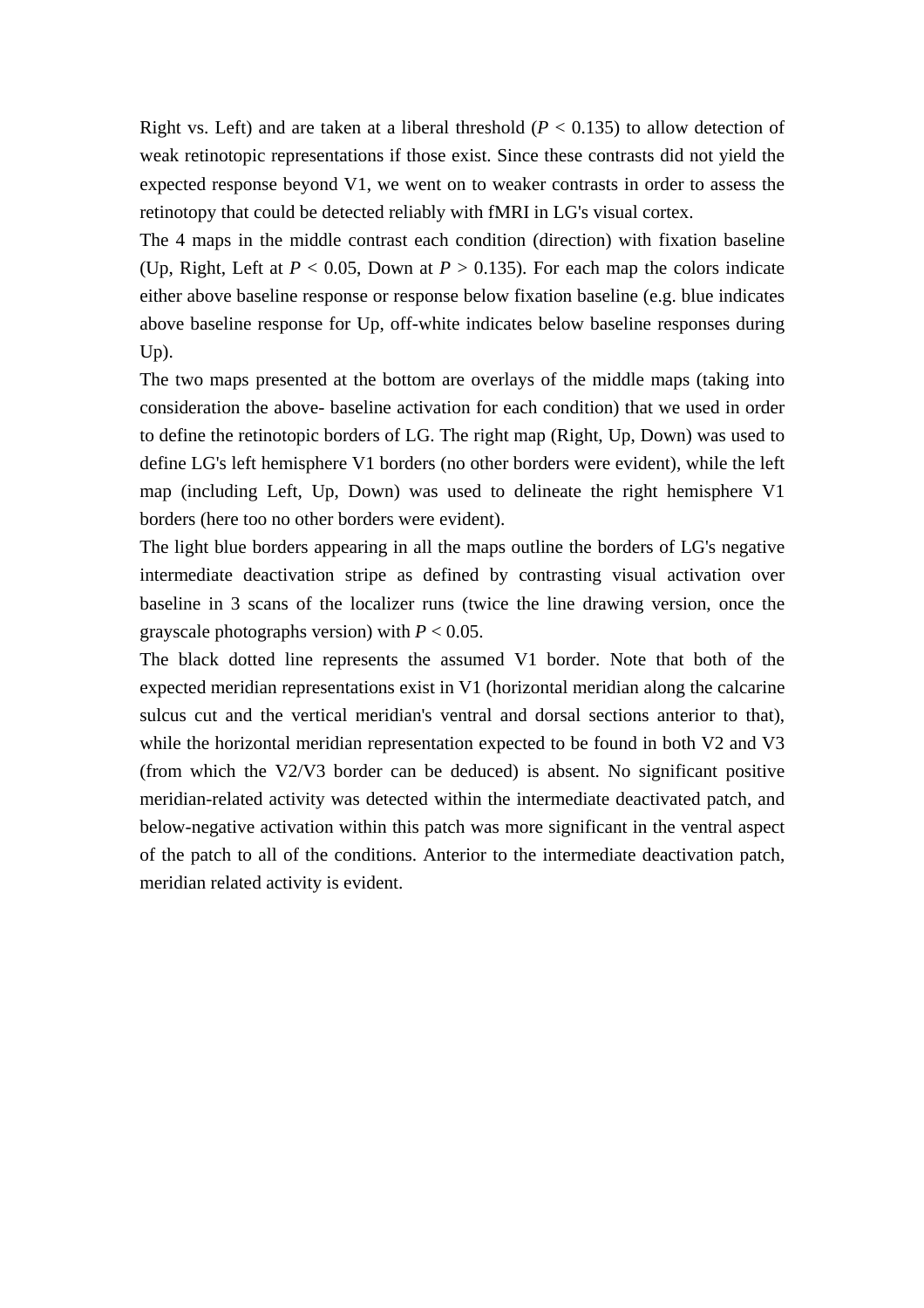Right vs. Left) and are taken at a liberal threshold ($P < 0.135$) to allow detection of weak retinotopic representations if those exist. Since these contrasts did not yield the expected response beyond V1, we went on to weaker contrasts in order to assess the retinotopy that could be detected reliably with fMRI in LG's visual cortex.

The 4 maps in the middle contrast each condition (direction) with fixation baseline (Up, Right, Left at $P < 0.05$, Down at $P > 0.135$). For each map the colors indicate either above baseline response or response below fixation baseline (e.g. blue indicates above baseline response for Up, off-white indicates below baseline responses during Up).

The two maps presented at the bottom are overlays of the middle maps (taking into consideration the above- baseline activation for each condition) that we used in order to define the retinotopic borders of LG. The right map (Right, Up, Down) was used to define LG's left hemisphere V1 borders (no other borders were evident), while the left map (including Left, Up, Down) was used to delineate the right hemisphere V1 borders (here too no other borders were evident).

The light blue borders appearing in all the maps outline the borders of LG's negative intermediate deactivation stripe as defined by contrasting visual activation over baseline in 3 scans of the localizer runs (twice the line drawing version, once the grayscale photographs version) with $P < 0.05$.

The black dotted line represents the assumed V1 border. Note that both of the expected meridian representations exist in V1 (horizontal meridian along the calcarine sulcus cut and the vertical meridian's ventral and dorsal sections anterior to that), while the horizontal meridian representation expected to be found in both V2 and V3 (from which the V2/V3 border can be deduced) is absent. No significant positive meridian-related activity was detected within the intermediate deactivated patch, and below-negative activation within this patch was more significant in the ventral aspect of the patch to all of the conditions. Anterior to the intermediate deactivation patch, meridian related activity is evident.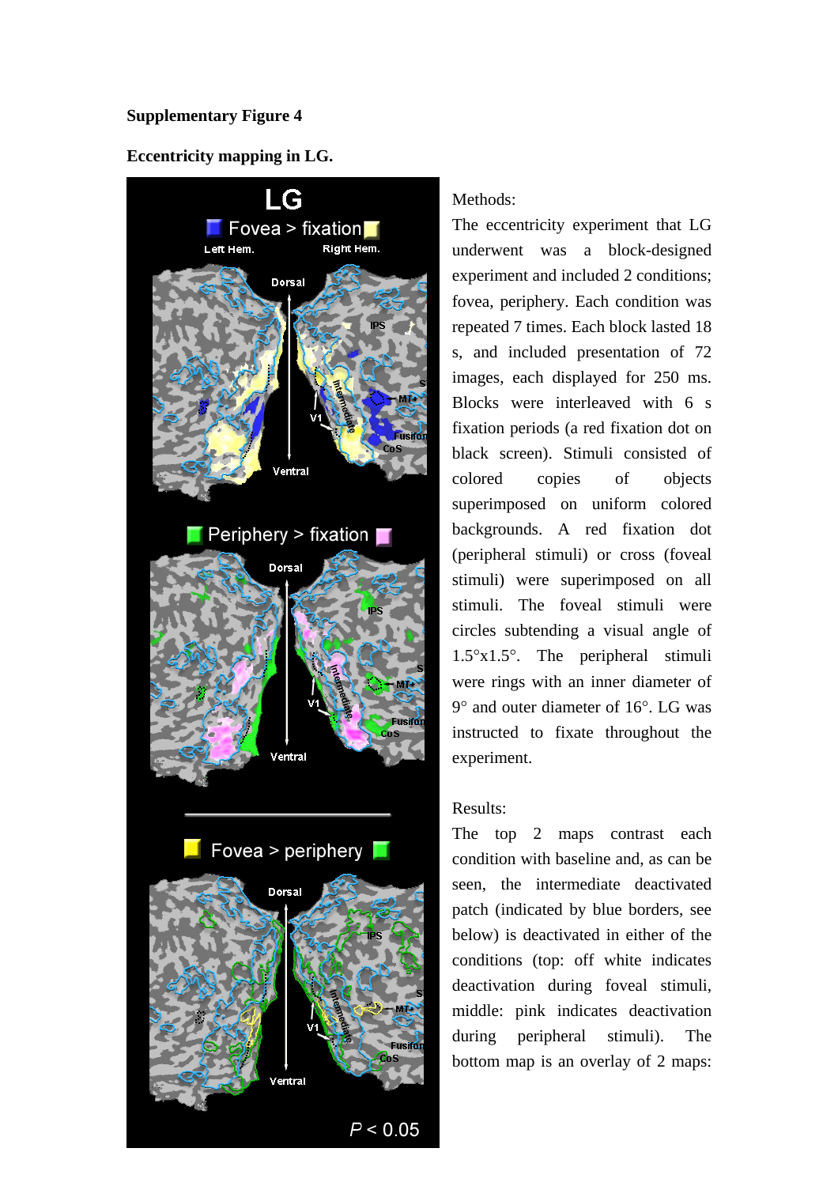**Supplementary Figure 4**

**Eccentricity mapping in LG.**

Methods:

The eccentricity experiment that LG underwent was a block-designed experiment and included 2 conditions; fovea, periphery. Each condition was repeated 7 times. Each block lasted 18 s, and included presentation of 72 images, each displayed for 250 ms. Blocks were interleaved with 6 s fixation periods (a red fixation dot on black screen). Stimuli consisted of colored copies of objects superimposed on uniform colored backgrounds. A red fixation dot (peripheral stimuli) or cross (foveal stimuli) were superimposed on all stimuli. The foveal stimuli were circles subtending a visual angle of 1.5°x1.5°. The peripheral stimuli were rings with an inner diameter of 9° and outer diameter of 16°. LG was instructed to fixate throughout the experiment.

Results:

The top 2 maps contrast each condition with baseline and, as can be seen, the intermediate deactivated patch (indicated by blue borders, see below) is deactivated in either of the conditions (top: off white indicates deactivation during foveal stimuli, middle: pink indicates deactivation during peripheral stimuli). The bottom map is an overlay of 2 maps: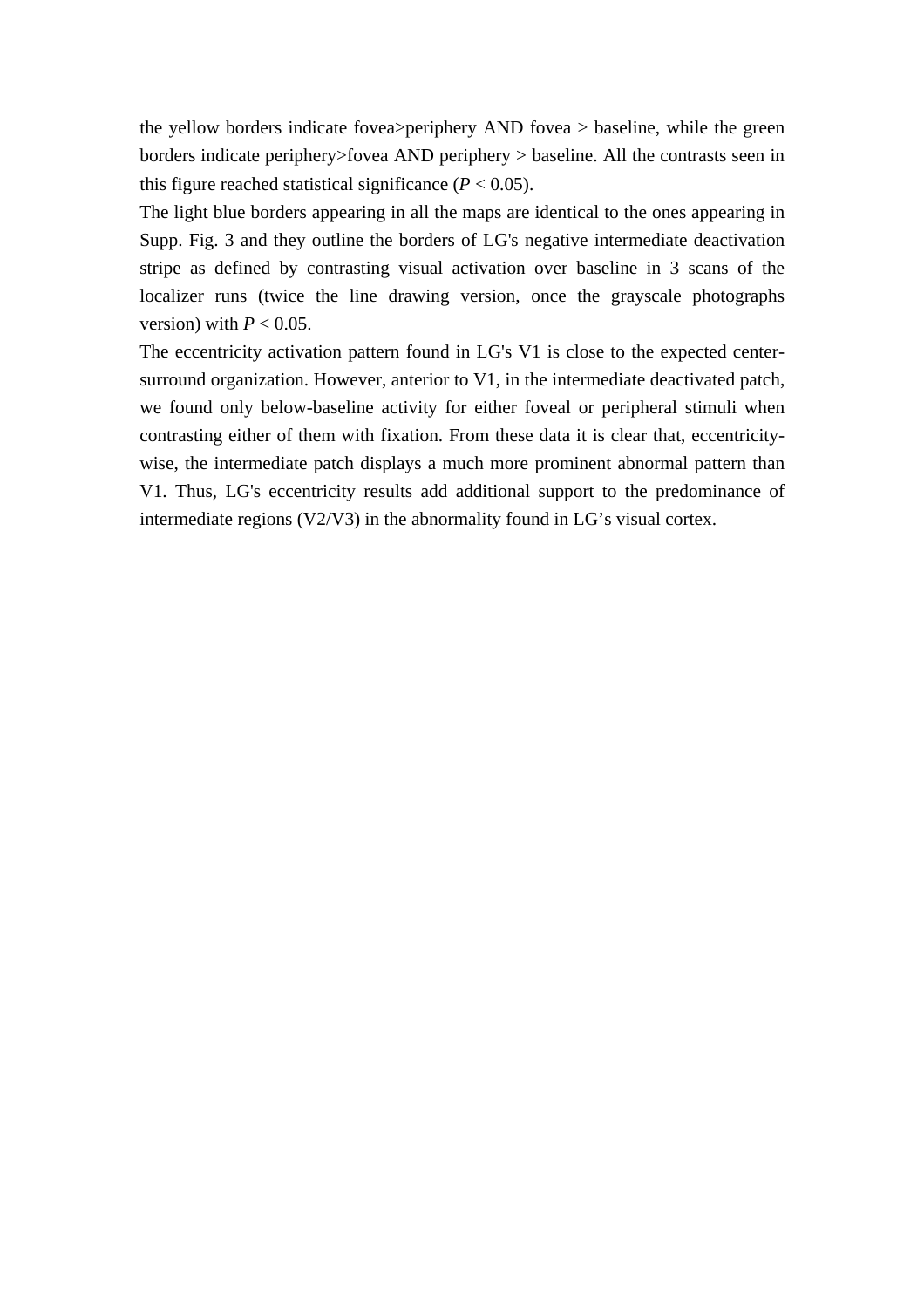the yellow borders indicate fovea>periphery AND fovea > baseline, while the green borders indicate periphery>fovea AND periphery > baseline. All the contrasts seen in this figure reached statistical significance ($P < 0.05$).

The light blue borders appearing in all the maps are identical to the ones appearing in Supp. Fig. 3 and they outline the borders of LG's negative intermediate deactivation stripe as defined by contrasting visual activation over baseline in 3 scans of the localizer runs (twice the line drawing version, once the grayscale photographs version) with $P < 0.05$.

The eccentricity activation pattern found in LG's V1 is close to the expected center-surround organization. However, anterior to V1, in the intermediate deactivated patch, we found only below-baseline activity for either foveal or peripheral stimuli when contrasting either of them with fixation. From these data it is clear that, eccentricity-wise, the intermediate patch displays a much more prominent abnormal pattern than V1. Thus, LG's eccentricity results add additional support to the predominance of intermediate regions (V2/V3) in the abnormality found in LG's visual cortex.